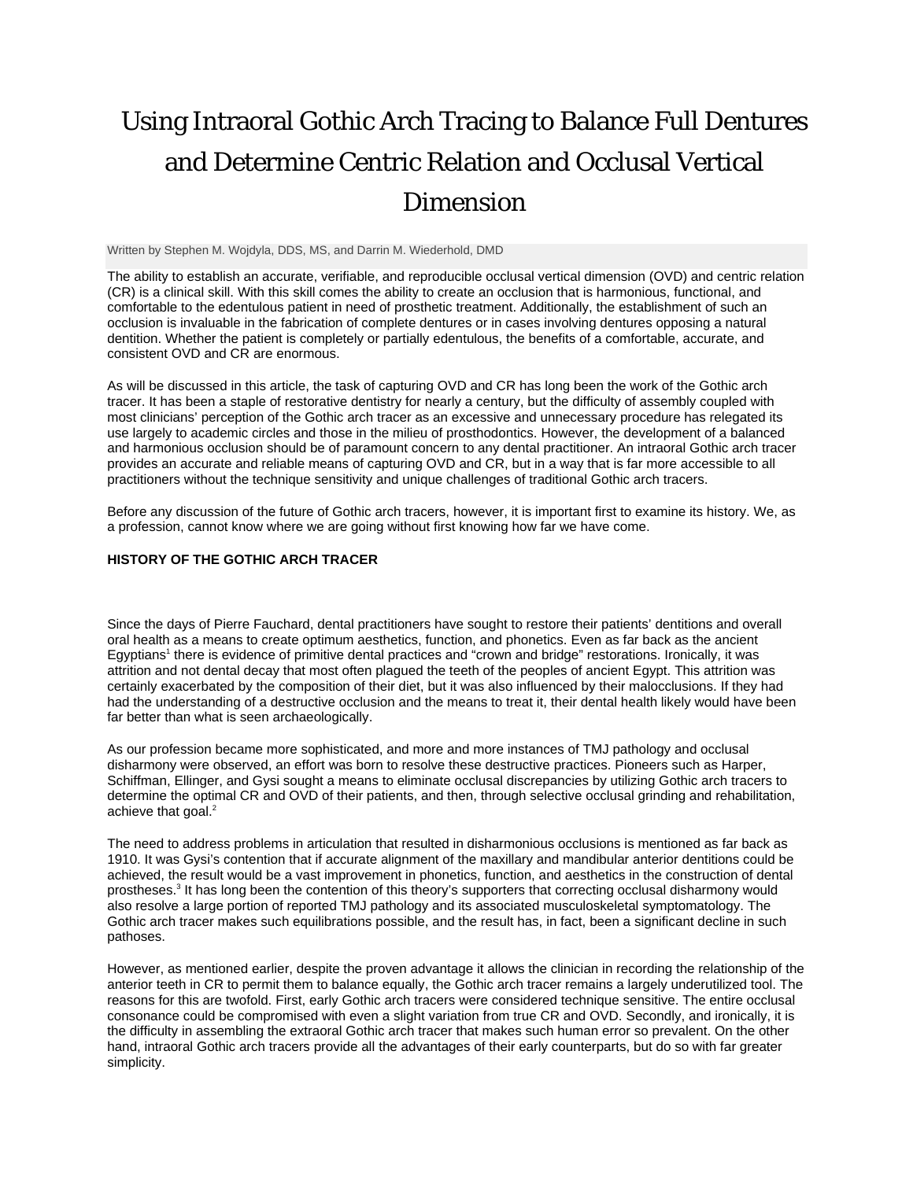# Using Intraoral Gothic Arch Tracing to Balance Full Dentures and Determine Centric Relation and Occlusal Vertical Dimension

Written by Stephen M. Wojdyla, DDS, MS, and Darrin M. Wiederhold, DMD

The ability to establish an accurate, verifiable, and reproducible occlusal vertical dimension (OVD) and centric relation (CR) is a clinical skill. With this skill comes the ability to create an occlusion that is harmonious, functional, and comfortable to the edentulous patient in need of prosthetic treatment. Additionally, the establishment of such an occlusion is invaluable in the fabrication of complete dentures or in cases involving dentures opposing a natural dentition. Whether the patient is completely or partially edentulous, the benefits of a comfortable, accurate, and consistent OVD and CR are enormous.

As will be discussed in this article, the task of capturing OVD and CR has long been the work of the Gothic arch tracer. It has been a staple of restorative dentistry for nearly a century, but the difficulty of assembly coupled with most clinicians' perception of the Gothic arch tracer as an excessive and unnecessary procedure has relegated its use largely to academic circles and those in the milieu of prosthodontics. However, the development of a balanced and harmonious occlusion should be of paramount concern to any dental practitioner. An intraoral Gothic arch tracer provides an accurate and reliable means of capturing OVD and CR, but in a way that is far more accessible to all practitioners without the technique sensitivity and unique challenges of traditional Gothic arch tracers.

Before any discussion of the future of Gothic arch tracers, however, it is important first to examine its history. We, as a profession, cannot know where we are going without first knowing how far we have come.

## HISTORY OF THE GOTHIC ARCH TRACER

Since the days of Pierre Fauchard, dental practitioners have sought to restore their patients' dentitions and overall oral health as a means to create optimum aesthetics, function, and phonetics. Even as far back as the ancient Egyptians[1] there is evidence of primitive dental practices and "crown and bridge" restorations. Ironically, it was attrition and not dental decay that most often plagued the teeth of the peoples of ancient Egypt. This attrition was certainly exacerbated by the composition of their diet, but it was also influenced by their malocclusions. If they had had the understanding of a destructive occlusion and the means to treat it, their dental health likely would have been far better than what is seen archaeologically.

As our profession became more sophisticated, and more and more instances of TMJ pathology and occlusal disharmony were observed, an effort was born to resolve these destructive practices. Pioneers such as Harper, Schiffman, Ellinger, and Gysi sought a means to eliminate occlusal discrepancies by utilizing Gothic arch tracers to determine the optimal CR and OVD of their patients, and then, through selective occlusal grinding and rehabilitation, achieve that goal.[2]

The need to address problems in articulation that resulted in disharmonious occlusions is mentioned as far back as 1910. It was Gysi's contention that if accurate alignment of the maxillary and mandibular anterior dentitions could be achieved, the result would be a vast improvement in phonetics, function, and aesthetics in the construction of dental prostheses.[3] It has long been the contention of this theory's supporters that correcting occlusal disharmony would also resolve a large portion of reported TMJ pathology and its associated musculoskeletal symptomatology. The Gothic arch tracer makes such equilibrations possible, and the result has, in fact, been a significant decline in such pathoses.

However, as mentioned earlier, despite the proven advantage it allows the clinician in recording the relationship of the anterior teeth in CR to permit them to balance equally, the Gothic arch tracer remains a largely underutilized tool. The reasons for this are twofold. First, early Gothic arch tracers were considered technique sensitive. The entire occlusal consonance could be compromised with even a slight variation from true CR and OVD. Secondly, and ironically, it is the difficulty in assembling the extraoral Gothic arch tracer that makes such human error so prevalent. On the other hand, intraoral Gothic arch tracers provide all the advantages of their early counterparts, but do so with far greater simplicity.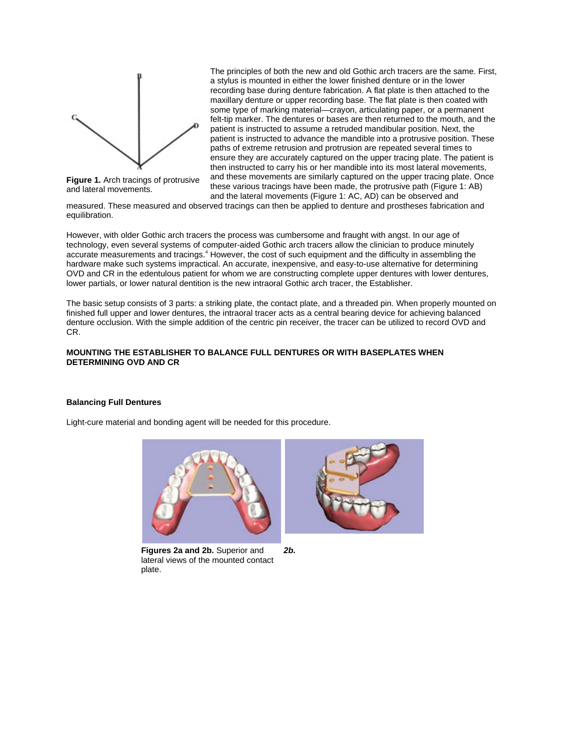Figure 1. Arch tracings of protrusive and lateral movements.

The principles of both the new and old Gothic arch tracers are the same. First, a stylus is mounted in either the lower finished denture or in the lower recording base during denture fabrication. A flat plate is then attached to the maxillary denture or upper recording base. The flat plate is then coated with some type of marking material—crayon, articulating paper, or a permanent felt-tip marker. The dentures or bases are then returned to the mouth, and the patient is instructed to assume a retruded mandibular position. Next, the patient is instructed to advance the mandible into a protrusive position. These paths of extreme retrusion and protrusion are repeated several times to ensure they are accurately captured on the upper tracing plate. The patient is then instructed to carry his or her mandible into its most lateral movements, and these movements are similarly captured on the upper tracing plate. Once these various tracings have been made, the protrusive path (Figure 1: AB) and the lateral movements (Figure 1: AC, AD) can be observed and measured. These measured and observed tracings can then be applied to denture and prostheses fabrication and equilibration.

However, with older Gothic arch tracers the process was cumbersome and fraught with angst. In our age of technology, even several systems of computer-aided Gothic arch tracers allow the clinician to produce minutely accurate measurements and tracings.[4] However, the cost of such equipment and the difficulty in assembling the hardware make such systems impractical. An accurate, inexpensive, and easy-to-use alternative for determining OVD and CR in the edentulous patient for whom we are constructing complete upper dentures with lower dentures, lower partials, or lower natural dentition is the new intraoral Gothic arch tracer, the Establisher.

The basic setup consists of 3 parts: a striking plate, the contact plate, and a threaded pin. When properly mounted on finished full upper and lower dentures, the intraoral tracer acts as a central bearing device for achieving balanced denture occlusion. With the simple addition of the centric pin receiver, the tracer can be utilized to record OVD and CR.

**MOUNTING THE ESTABLISHER TO BALANCE FULL DENTURES OR WITH BASEPLATES WHEN DETERMINING OVD AND CR**

**Balancing Full Dentures**

Light-cure material and bonding agent will be needed for this procedure.

**Figures 2a and 2b.** Superior and lateral views of the mounted contact plate.

***2b.***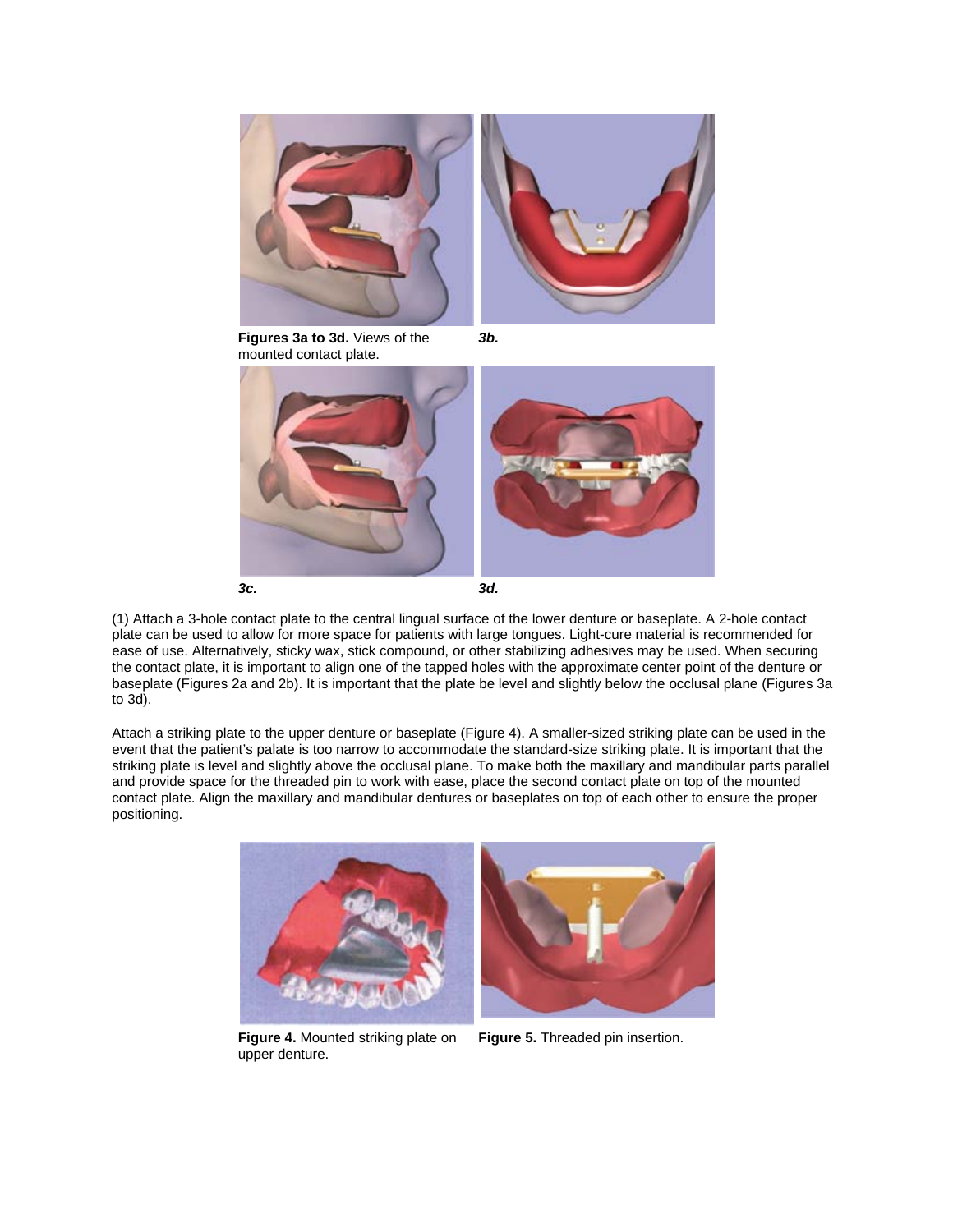**Figures 3a to 3d.** Views of the mounted contact plate.

*3b.*

*3c.*

*3d.*

(1) Attach a 3-hole contact plate to the central lingual surface of the lower denture or baseplate. A 2-hole contact plate can be used to allow for more space for patients with large tongues. Light-cure material is recommended for ease of use. Alternatively, sticky wax, stick compound, or other stabilizing adhesives may be used. When securing the contact plate, it is important to align one of the tapped holes with the approximate center point of the denture or baseplate (Figures 2a and 2b). It is important that the plate be level and slightly below the occlusal plane (Figures 3a to 3d).

Attach a striking plate to the upper denture or baseplate (Figure 4). A smaller-sized striking plate can be used in the event that the patient's palate is too narrow to accommodate the standard-size striking plate. It is important that the striking plate is level and slightly above the occlusal plane. To make both the maxillary and mandibular parts parallel and provide space for the threaded pin to work with ease, place the second contact plate on top of the mounted contact plate. Align the maxillary and mandibular dentures or baseplates on top of each other to ensure the proper positioning.

**Figure 4.** Mounted striking plate on upper denture.

**Figure 5.** Threaded pin insertion.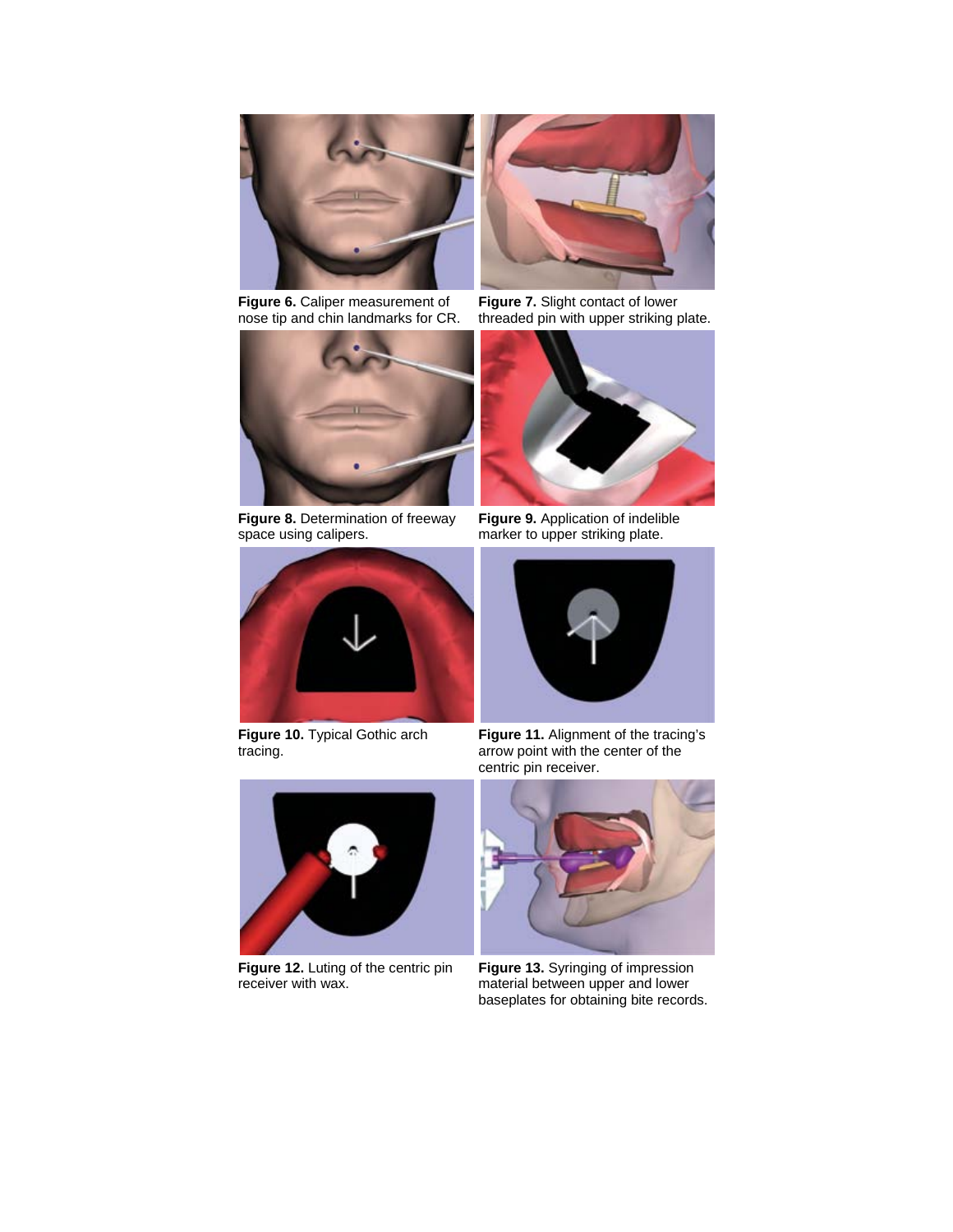**Figure 6.** Caliper measurement of nose tip and chin landmarks for CR.

**Figure 7.** Slight contact of lower threaded pin with upper striking plate.

**Figure 8.** Determination of freeway space using calipers.

**Figure 9.** Application of indelible marker to upper striking plate.

**Figure 10.** Typical Gothic arch tracing.

**Figure 11.** Alignment of the tracing's arrow point with the center of the centric pin receiver.

**Figure 12.** Luting of the centric pin receiver with wax.

**Figure 13.** Syringing of impression material between upper and lower baseplates for obtaining bite records.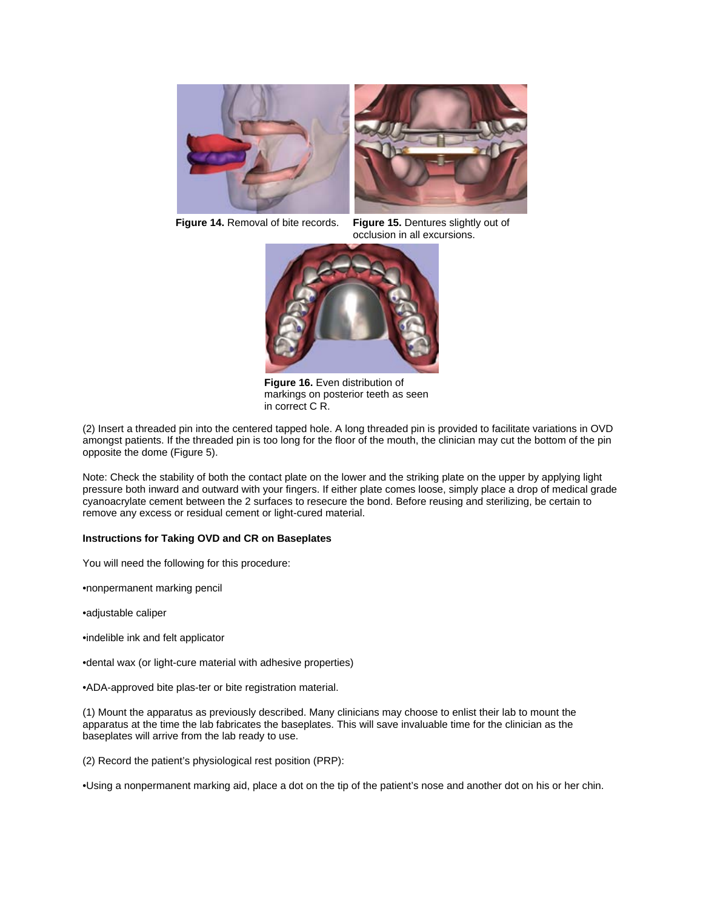**Figure 14.** Removal of bite records.

**Figure 15.** Dentures slightly out of occlusion in all excursions.

**Figure 16.** Even distribution of markings on posterior teeth as seen in correct C R.

(2) Insert a threaded pin into the centered tapped hole. A long threaded pin is provided to facilitate variations in OVD amongst patients. If the threaded pin is too long for the floor of the mouth, the clinician may cut the bottom of the pin opposite the dome (Figure 5).

Note: Check the stability of both the contact plate on the lower and the striking plate on the upper by applying light pressure both inward and outward with your fingers. If either plate comes loose, simply place a drop of medical grade cyanoacrylate cement between the 2 surfaces to resecure the bond. Before reusing and sterilizing, be certain to remove any excess or residual cement or light-cured material.

**Instructions for Taking OVD and CR on Baseplates**

You will need the following for this procedure:

•nonpermanent marking pencil

•adjustable caliper

•indelible ink and felt applicator

•dental wax (or light-cure material with adhesive properties)

•ADA-approved bite plas-ter or bite registration material.

(1) Mount the apparatus as previously described. Many clinicians may choose to enlist their lab to mount the apparatus at the time the lab fabricates the baseplates. This will save invaluable time for the clinician as the baseplates will arrive from the lab ready to use.

(2) Record the patient's physiological rest position (PRP):

•Using a nonpermanent marking aid, place a dot on the tip of the patient's nose and another dot on his or her chin.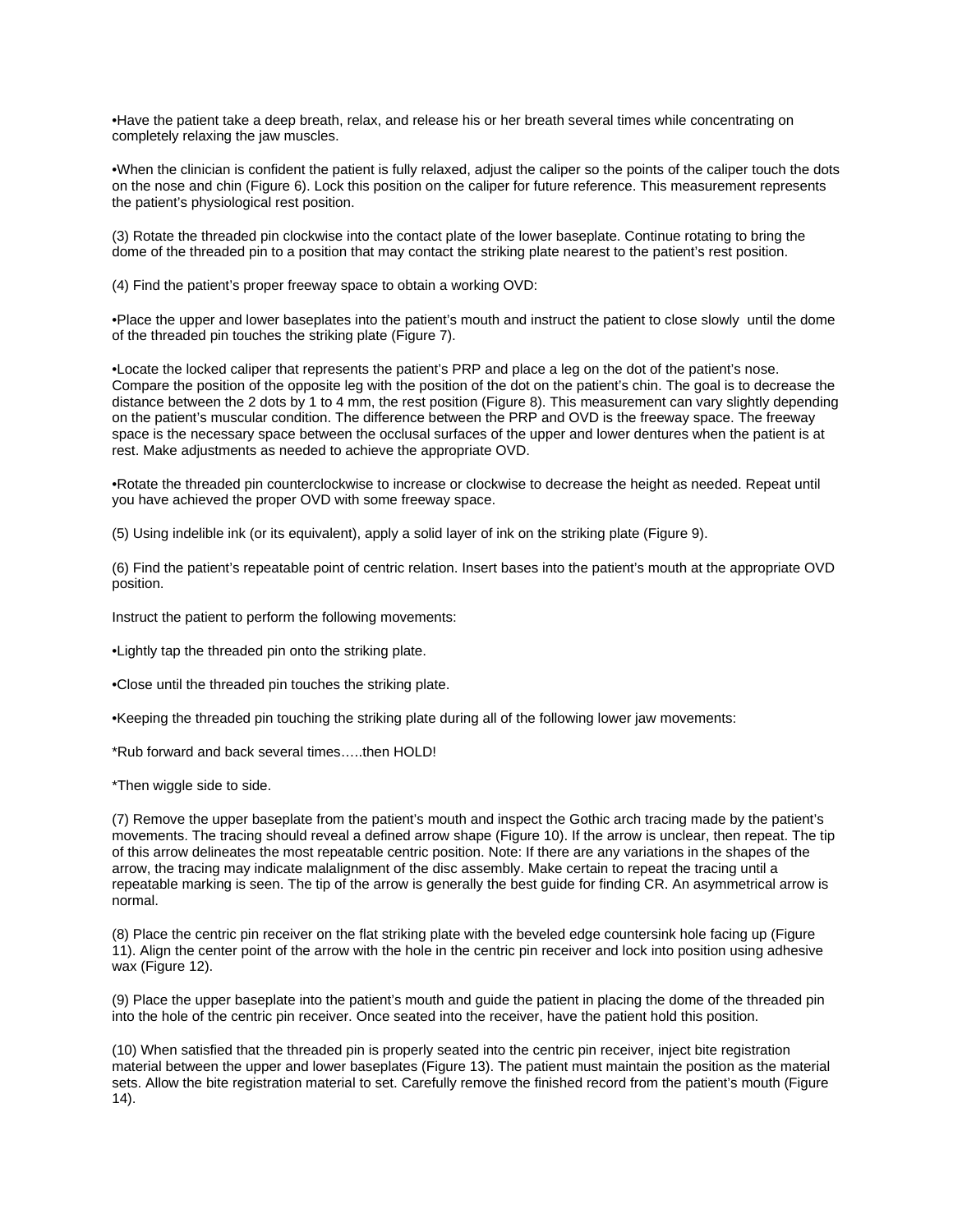•Have the patient take a deep breath, relax, and release his or her breath several times while concentrating on completely relaxing the jaw muscles.

•When the clinician is confident the patient is fully relaxed, adjust the caliper so the points of the caliper touch the dots on the nose and chin (Figure 6). Lock this position on the caliper for future reference. This measurement represents the patient's physiological rest position.

(3) Rotate the threaded pin clockwise into the contact plate of the lower baseplate. Continue rotating to bring the dome of the threaded pin to a position that may contact the striking plate nearest to the patient's rest position.

(4) Find the patient's proper freeway space to obtain a working OVD:

•Place the upper and lower baseplates into the patient's mouth and instruct the patient to close slowly until the dome of the threaded pin touches the striking plate (Figure 7).

•Locate the locked caliper that represents the patient's PRP and place a leg on the dot of the patient's nose. Compare the position of the opposite leg with the position of the dot on the patient's chin. The goal is to decrease the distance between the 2 dots by 1 to 4 mm, the rest position (Figure 8). This measurement can vary slightly depending on the patient's muscular condition. The difference between the PRP and OVD is the freeway space. The freeway space is the necessary space between the occlusal surfaces of the upper and lower dentures when the patient is at rest. Make adjustments as needed to achieve the appropriate OVD.

•Rotate the threaded pin counterclockwise to increase or clockwise to decrease the height as needed. Repeat until you have achieved the proper OVD with some freeway space.

(5) Using indelible ink (or its equivalent), apply a solid layer of ink on the striking plate (Figure 9).

(6) Find the patient's repeatable point of centric relation. Insert bases into the patient's mouth at the appropriate OVD position.

Instruct the patient to perform the following movements:

•Lightly tap the threaded pin onto the striking plate.

•Close until the threaded pin touches the striking plate.

•Keeping the threaded pin touching the striking plate during all of the following lower jaw movements:

*Rub forward and back several times…..then HOLD!

*Then wiggle side to side.

(7) Remove the upper baseplate from the patient's mouth and inspect the Gothic arch tracing made by the patient's movements. The tracing should reveal a defined arrow shape (Figure 10). If the arrow is unclear, then repeat. The tip of this arrow delineates the most repeatable centric position. Note: If there are any variations in the shapes of the arrow, the tracing may indicate malalignment of the disc assembly. Make certain to repeat the tracing until a repeatable marking is seen. The tip of the arrow is generally the best guide for finding CR. An asymmetrical arrow is normal.

(8) Place the centric pin receiver on the flat striking plate with the beveled edge countersink hole facing up (Figure 11). Align the center point of the arrow with the hole in the centric pin receiver and lock into position using adhesive wax (Figure 12).

(9) Place the upper baseplate into the patient's mouth and guide the patient in placing the dome of the threaded pin into the hole of the centric pin receiver. Once seated into the receiver, have the patient hold this position.

(10) When satisfied that the threaded pin is properly seated into the centric pin receiver, inject bite registration material between the upper and lower baseplates (Figure 13). The patient must maintain the position as the material sets. Allow the bite registration material to set. Carefully remove the finished record from the patient's mouth (Figure 14).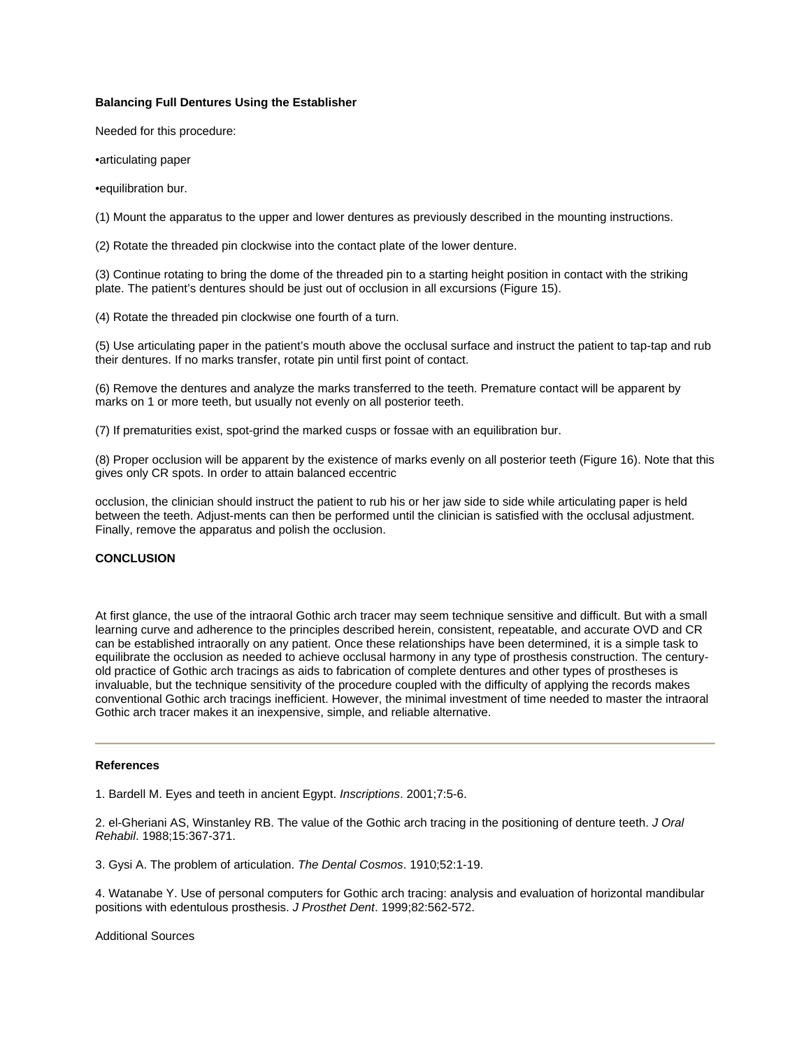**Balancing Full Dentures Using the Establisher**

Needed for this procedure:

•articulating paper

•equilibration bur.

(1) Mount the apparatus to the upper and lower dentures as previously described in the mounting instructions.

(2) Rotate the threaded pin clockwise into the contact plate of the lower denture.

(3) Continue rotating to bring the dome of the threaded pin to a starting height position in contact with the striking plate. The patient's dentures should be just out of occlusion in all excursions (Figure 15).

(4) Rotate the threaded pin clockwise one fourth of a turn.

(5) Use articulating paper in the patient's mouth above the occlusal surface and instruct the patient to tap-tap and rub their dentures. If no marks transfer, rotate pin until first point of contact.

(6) Remove the dentures and analyze the marks transferred to the teeth. Premature contact will be apparent by marks on 1 or more teeth, but usually not evenly on all posterior teeth.

(7) If prematurities exist, spot-grind the marked cusps or fossae with an equilibration bur.

(8) Proper occlusion will be apparent by the existence of marks evenly on all posterior teeth (Figure 16). Note that this gives only CR spots. In order to attain balanced eccentric

occlusion, the clinician should instruct the patient to rub his or her jaw side to side while articulating paper is held between the teeth. Adjust-ments can then be performed until the clinician is satisfied with the occlusal adjustment. Finally, remove the apparatus and polish the occlusion.

**CONCLUSION**

At first glance, the use of the intraoral Gothic arch tracer may seem technique sensitive and difficult. But with a small learning curve and adherence to the principles described herein, consistent, repeatable, and accurate OVD and CR can be established intraorally on any patient. Once these relationships have been determined, it is a simple task to equilibrate the occlusion as needed to achieve occlusal harmony in any type of prosthesis construction. The century-old practice of Gothic arch tracings as aids to fabrication of complete dentures and other types of prostheses is invaluable, but the technique sensitivity of the procedure coupled with the difficulty of applying the records makes conventional Gothic arch tracings inefficient. However, the minimal investment of time needed to master the intraoral Gothic arch tracer makes it an inexpensive, simple, and reliable alternative.

---

**References**

1. Bardell M. Eyes and teeth in ancient Egypt. *Inscriptions*. 2001;7:5-6.

2. el-Gheriani AS, Winstanley RB. The value of the Gothic arch tracing in the positioning of denture teeth. *J Oral Rehabil*. 1988;15:367-371.

3. Gysi A. The problem of articulation. *The Dental Cosmos*. 1910;52:1-19.

4. Watanabe Y. Use of personal computers for Gothic arch tracing: analysis and evaluation of horizontal mandibular positions with edentulous prosthesis. *J Prosthet Dent*. 1999;82:562-572.

Additional Sources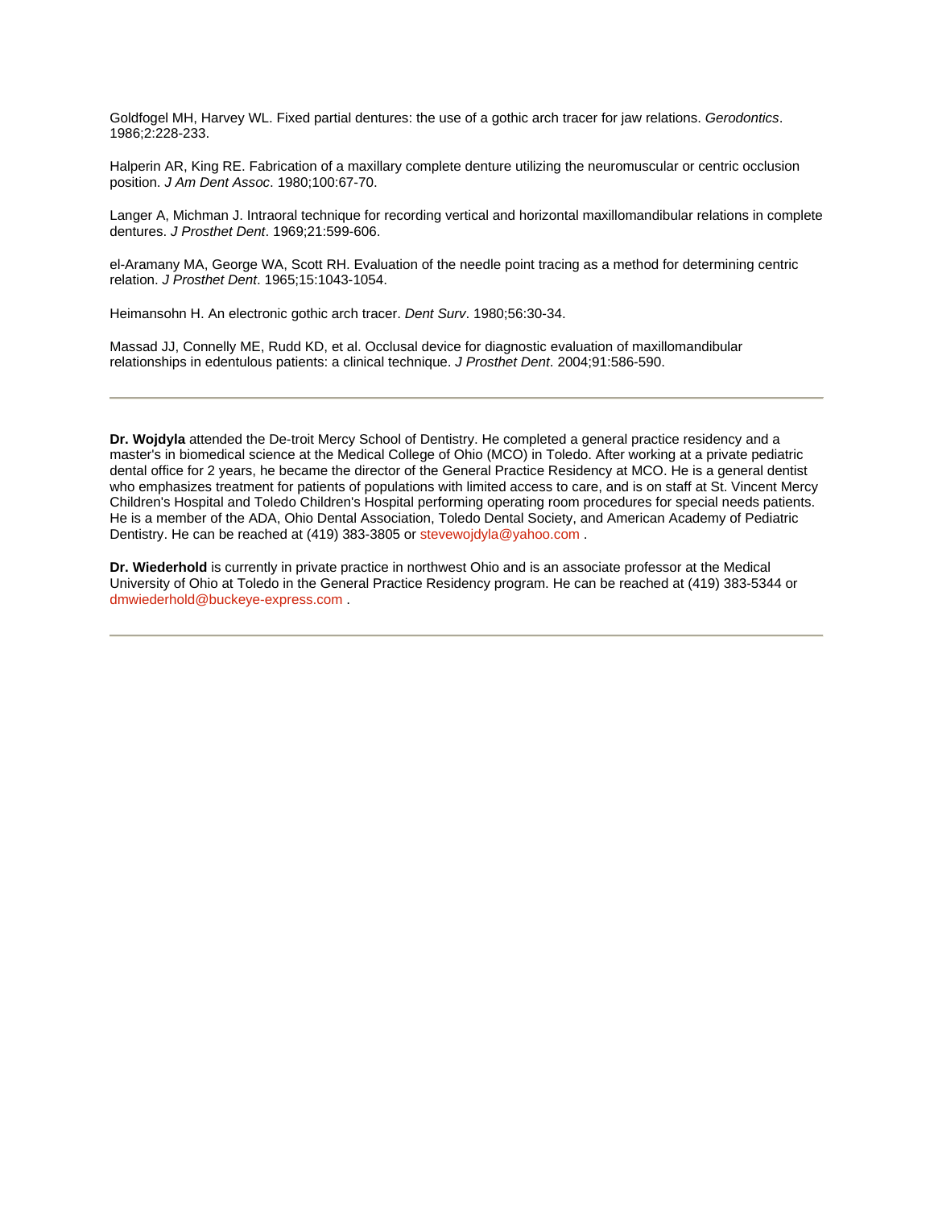Goldfogel MH, Harvey WL. Fixed partial dentures: the use of a gothic arch tracer for jaw relations. *Gerodontics*. 1986;2:228-233.

Halperin AR, King RE. Fabrication of a maxillary complete denture utilizing the neuromuscular or centric occlusion position. *J Am Dent Assoc*. 1980;100:67-70.

Langer A, Michman J. Intraoral technique for recording vertical and horizontal maxillomandibular relations in complete dentures. *J Prosthet Dent*. 1969;21:599-606.

el-Aramany MA, George WA, Scott RH. Evaluation of the needle point tracing as a method for determining centric relation. *J Prosthet Dent*. 1965;15:1043-1054.

Heimansohn H. An electronic gothic arch tracer. *Dent Surv*. 1980;56:30-34.

Massad JJ, Connelly ME, Rudd KD, et al. Occlusal device for diagnostic evaluation of maxillomandibular relationships in edentulous patients: a clinical technique. *J Prosthet Dent*. 2004;91:586-590.

---

**Dr. Wojdyla** attended the De-troit Mercy School of Dentistry. He completed a general practice residency and a master's in biomedical science at the Medical College of Ohio (MCO) in Toledo. After working at a private pediatric dental office for 2 years, he became the director of the General Practice Residency at MCO. He is a general dentist who emphasizes treatment for patients of populations with limited access to care, and is on staff at St. Vincent Mercy Children's Hospital and Toledo Children's Hospital performing operating room procedures for special needs patients. He is a member of the ADA, Ohio Dental Association, Toledo Dental Society, and American Academy of Pediatric Dentistry. He can be reached at (419) 383-3805 or stevewojdyla@yahoo.com .

**Dr. Wiederhold** is currently in private practice in northwest Ohio and is an associate professor at the Medical University of Ohio at Toledo in the General Practice Residency program. He can be reached at (419) 383-5344 or dmwiederhold@buckeye-express.com .

---